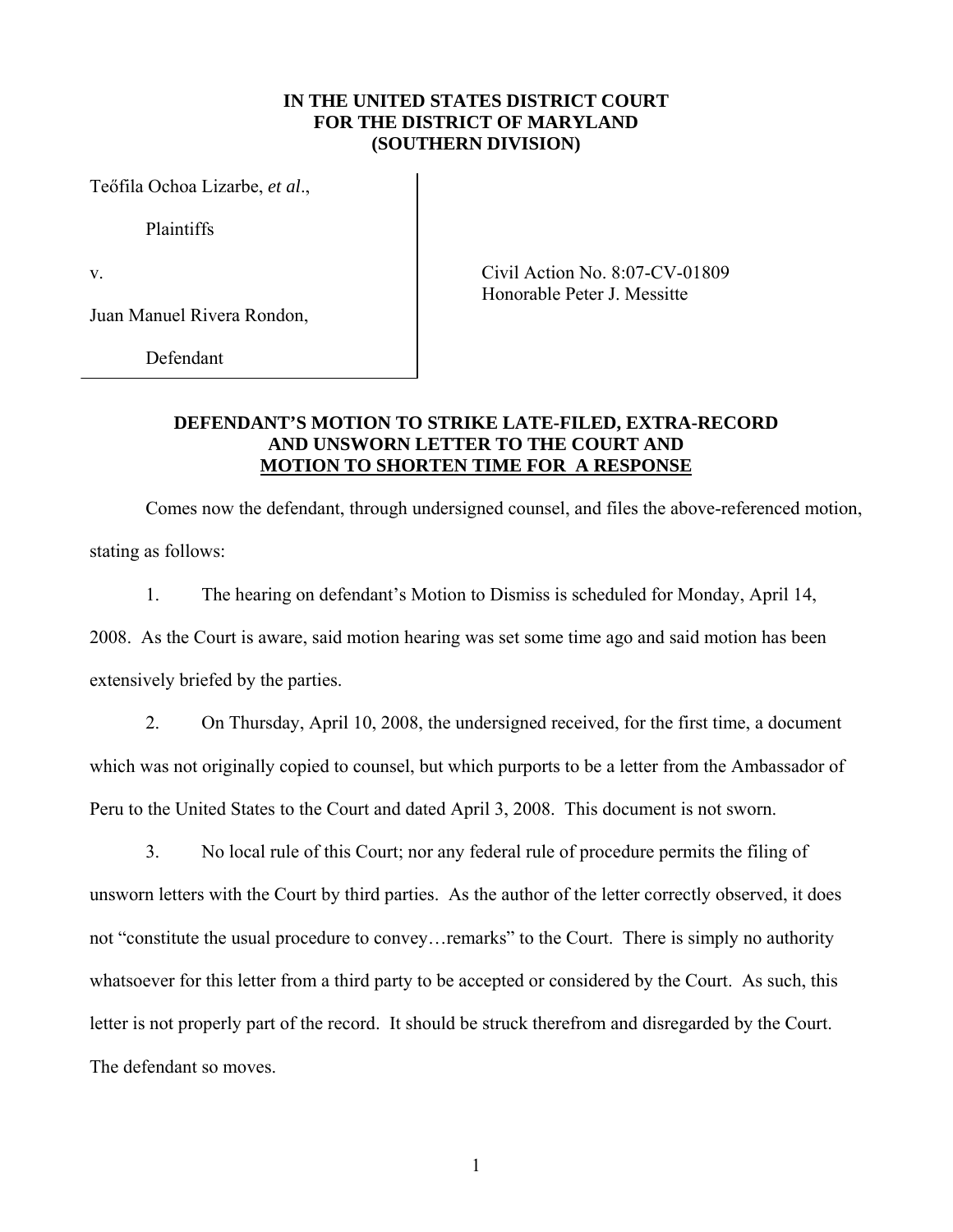**IN THE UNITED STATES DISTRICT COURT**
**FOR THE DISTRICT OF MARYLAND**
**(SOUTHERN DIVISION)**

Teőfila Ochoa Lizarbe, *et al*.,

Plaintiffs

v.

Juan Manuel Rivera Rondon,

Defendant

Civil Action No. 8:07-CV-01809
Honorable Peter J. Messitte

**DEFENDANT'S MOTION TO STRIKE LATE-FILED, EXTRA-RECORD AND UNSWORN LETTER TO THE COURT AND <u>MOTION TO SHORTEN TIME FOR A RESPONSE</u>**

Comes now the defendant, through undersigned counsel, and files the above-referenced motion, stating as follows:

1. The hearing on defendant's Motion to Dismiss is scheduled for Monday, April 14, 2008. As the Court is aware, said motion hearing was set some time ago and said motion has been extensively briefed by the parties.

2. On Thursday, April 10, 2008, the undersigned received, for the first time, a document which was not originally copied to counsel, but which purports to be a letter from the Ambassador of Peru to the United States to the Court and dated April 3, 2008. This document is not sworn.

3. No local rule of this Court; nor any federal rule of procedure permits the filing of unsworn letters with the Court by third parties. As the author of the letter correctly observed, it does not "constitute the usual procedure to convey…remarks" to the Court. There is simply no authority whatsoever for this letter from a third party to be accepted or considered by the Court. As such, this letter is not properly part of the record. It should be struck therefrom and disregarded by the Court. The defendant so moves.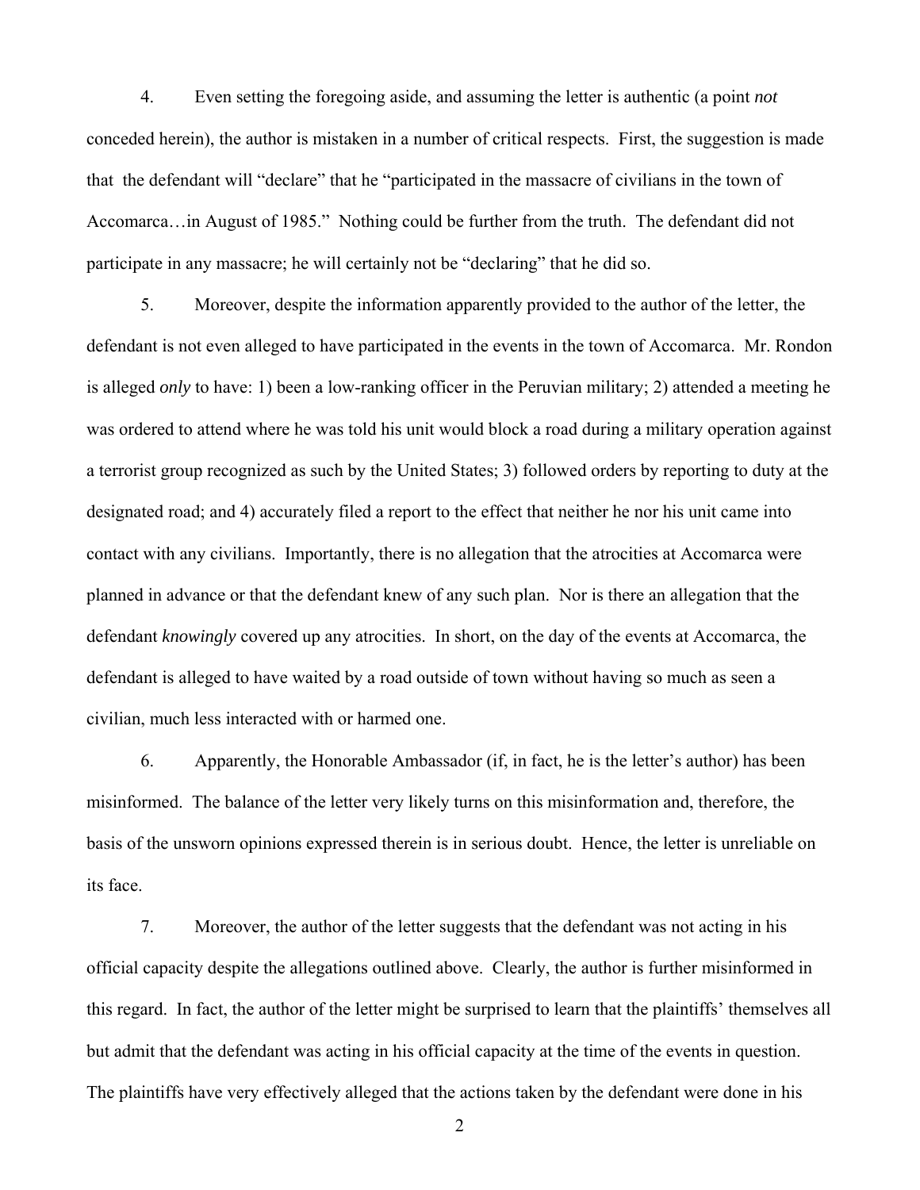4. Even setting the foregoing aside, and assuming the letter is authentic (a point *not* conceded herein), the author is mistaken in a number of critical respects. First, the suggestion is made that the defendant will "declare" that he "participated in the massacre of civilians in the town of Accomarca…in August of 1985." Nothing could be further from the truth. The defendant did not participate in any massacre; he will certainly not be "declaring" that he did so.

5. Moreover, despite the information apparently provided to the author of the letter, the defendant is not even alleged to have participated in the events in the town of Accomarca. Mr. Rondon is alleged *only* to have: 1) been a low-ranking officer in the Peruvian military; 2) attended a meeting he was ordered to attend where he was told his unit would block a road during a military operation against a terrorist group recognized as such by the United States; 3) followed orders by reporting to duty at the designated road; and 4) accurately filed a report to the effect that neither he nor his unit came into contact with any civilians. Importantly, there is no allegation that the atrocities at Accomarca were planned in advance or that the defendant knew of any such plan. Nor is there an allegation that the defendant *knowingly* covered up any atrocities. In short, on the day of the events at Accomarca, the defendant is alleged to have waited by a road outside of town without having so much as seen a civilian, much less interacted with or harmed one.

6. Apparently, the Honorable Ambassador (if, in fact, he is the letter's author) has been misinformed. The balance of the letter very likely turns on this misinformation and, therefore, the basis of the unsworn opinions expressed therein is in serious doubt. Hence, the letter is unreliable on its face.

7. Moreover, the author of the letter suggests that the defendant was not acting in his official capacity despite the allegations outlined above. Clearly, the author is further misinformed in this regard. In fact, the author of the letter might be surprised to learn that the plaintiffs' themselves all but admit that the defendant was acting in his official capacity at the time of the events in question. The plaintiffs have very effectively alleged that the actions taken by the defendant were done in his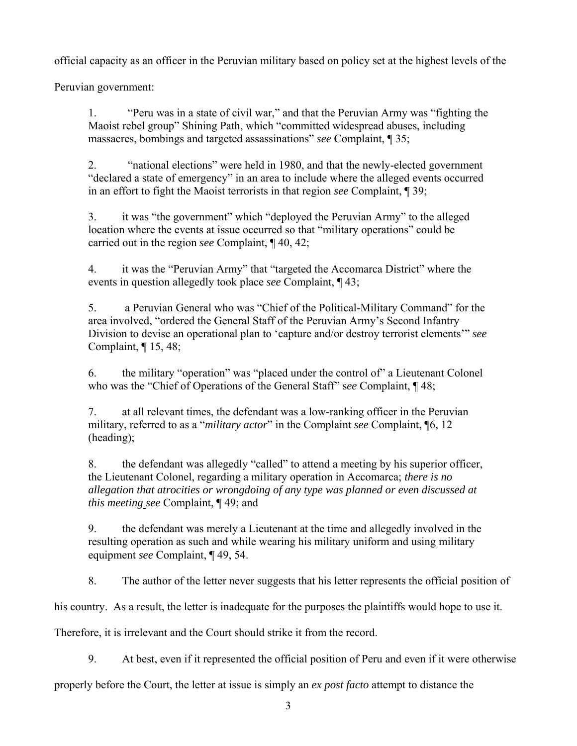official capacity as an officer in the Peruvian military based on policy set at the highest levels of the Peruvian government:

> 1. "Peru was in a state of civil war," and that the Peruvian Army was "fighting the Maoist rebel group" Shining Path, which "committed widespread abuses, including massacres, bombings and targeted assassinations" *see* Complaint, ¶ 35;
>
> 2. "national elections" were held in 1980, and that the newly-elected government "declared a state of emergency" in an area to include where the alleged events occurred in an effort to fight the Maoist terrorists in that region *see* Complaint, ¶ 39;
>
> 3. it was "the government" which "deployed the Peruvian Army" to the alleged location where the events at issue occurred so that "military operations" could be carried out in the region *see* Complaint, ¶ 40, 42;
>
> 4. it was the "Peruvian Army" that "targeted the Accomarca District" where the events in question allegedly took place *see* Complaint, ¶ 43;
>
> 5. a Peruvian General who was "Chief of the Political-Military Command" for the area involved, "ordered the General Staff of the Peruvian Army's Second Infantry Division to devise an operational plan to 'capture and/or destroy terrorist elements'" *see* Complaint, ¶ 15, 48;
>
> 6. the military "operation" was "placed under the control of" a Lieutenant Colonel who was the "Chief of Operations of the General Staff" *see* Complaint, ¶ 48;
>
> 7. at all relevant times, the defendant was a low-ranking officer in the Peruvian military, referred to as a "*military actor*" in the Complaint *see* Complaint, ¶6, 12 (heading);
>
> 8. the defendant was allegedly "called" to attend a meeting by his superior officer, the Lieutenant Colonel, regarding a military operation in Accomarca; *there is no allegation that atrocities or wrongdoing of any type was planned or even discussed at this meeting see* Complaint, ¶ 49; and
>
> 9. the defendant was merely a Lieutenant at the time and allegedly involved in the resulting operation as such and while wearing his military uniform and using military equipment *see* Complaint, ¶ 49, 54.

8. The author of the letter never suggests that his letter represents the official position of his country. As a result, the letter is inadequate for the purposes the plaintiffs would hope to use it. Therefore, it is irrelevant and the Court should strike it from the record.

9. At best, even if it represented the official position of Peru and even if it were otherwise properly before the Court, the letter at issue is simply an *ex post facto* attempt to distance the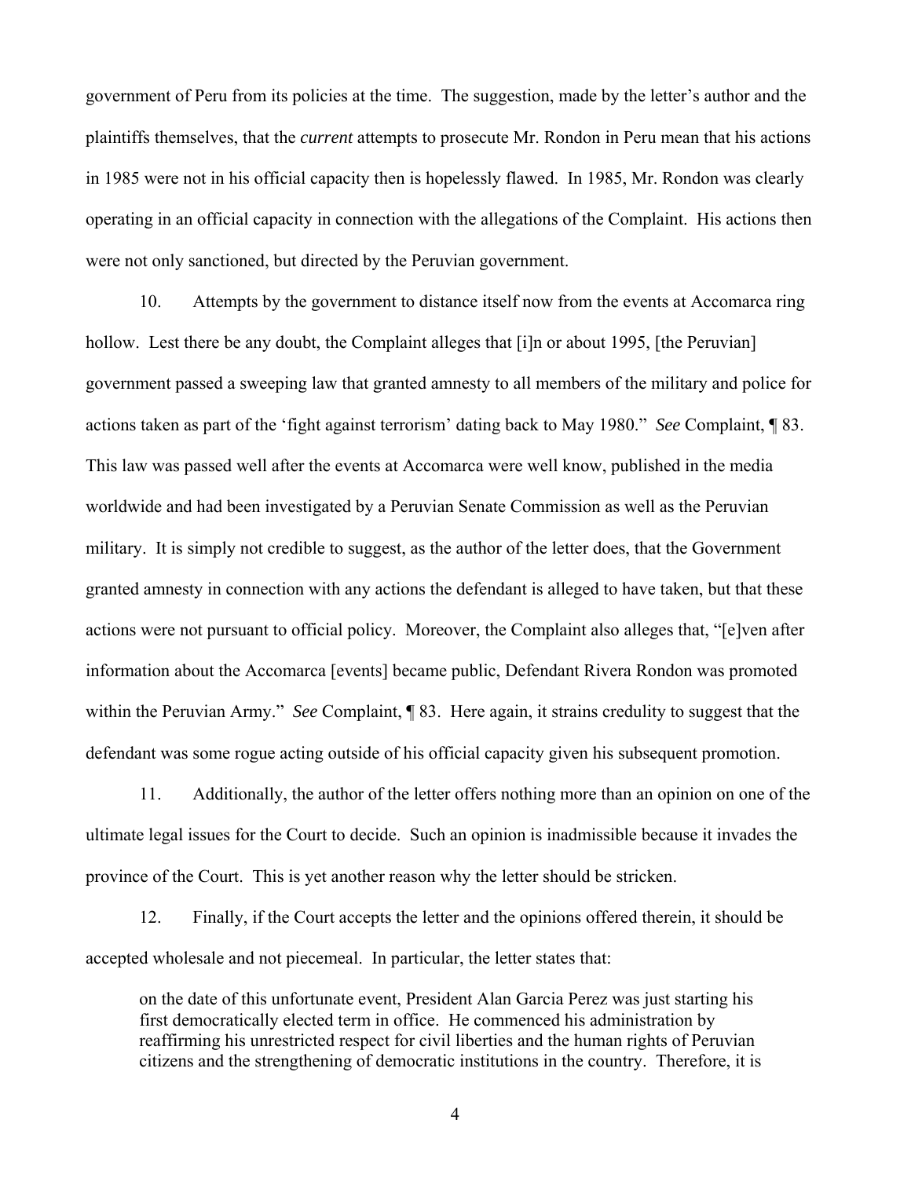government of Peru from its policies at the time. The suggestion, made by the letter's author and the plaintiffs themselves, that the *current* attempts to prosecute Mr. Rondon in Peru mean that his actions in 1985 were not in his official capacity then is hopelessly flawed. In 1985, Mr. Rondon was clearly operating in an official capacity in connection with the allegations of the Complaint. His actions then were not only sanctioned, but directed by the Peruvian government.

10. Attempts by the government to distance itself now from the events at Accomarca ring hollow. Lest there be any doubt, the Complaint alleges that [i]n or about 1995, [the Peruvian] government passed a sweeping law that granted amnesty to all members of the military and police for actions taken as part of the 'fight against terrorism' dating back to May 1980." *See* Complaint, ¶ 83. This law was passed well after the events at Accomarca were well know, published in the media worldwide and had been investigated by a Peruvian Senate Commission as well as the Peruvian military. It is simply not credible to suggest, as the author of the letter does, that the Government granted amnesty in connection with any actions the defendant is alleged to have taken, but that these actions were not pursuant to official policy. Moreover, the Complaint also alleges that, "[e]ven after information about the Accomarca [events] became public, Defendant Rivera Rondon was promoted within the Peruvian Army." *See* Complaint, ¶ 83. Here again, it strains credulity to suggest that the defendant was some rogue acting outside of his official capacity given his subsequent promotion.

11. Additionally, the author of the letter offers nothing more than an opinion on one of the ultimate legal issues for the Court to decide. Such an opinion is inadmissible because it invades the province of the Court. This is yet another reason why the letter should be stricken.

12. Finally, if the Court accepts the letter and the opinions offered therein, it should be accepted wholesale and not piecemeal. In particular, the letter states that:

> on the date of this unfortunate event, President Alan Garcia Perez was just starting his first democratically elected term in office. He commenced his administration by reaffirming his unrestricted respect for civil liberties and the human rights of Peruvian citizens and the strengthening of democratic institutions in the country. Therefore, it is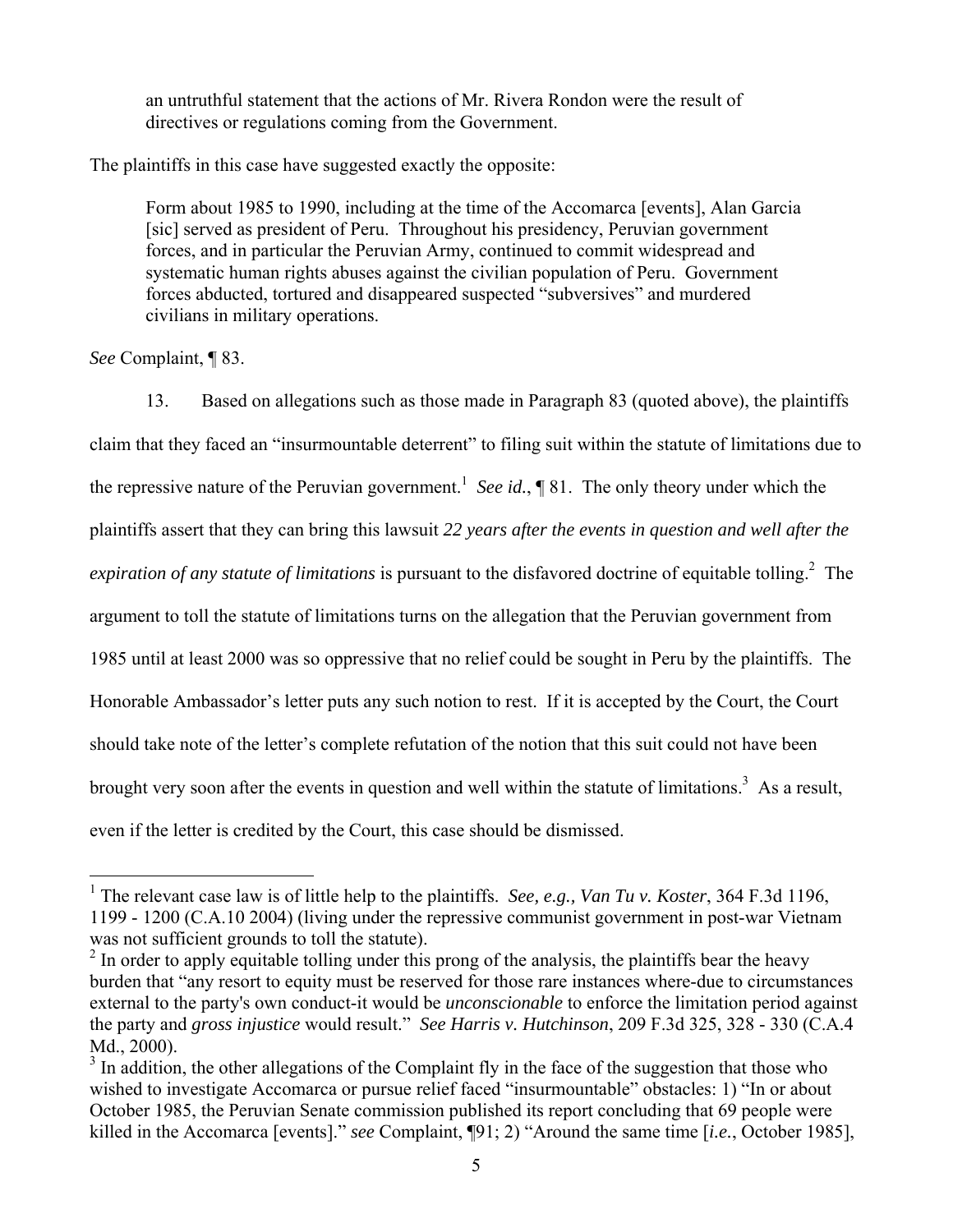> an untruthful statement that the actions of Mr. Rivera Rondon were the result of directives or regulations coming from the Government.

The plaintiffs in this case have suggested exactly the opposite:

> Form about 1985 to 1990, including at the time of the Accomarca [events], Alan Garcia [sic] served as president of Peru. Throughout his presidency, Peruvian government forces, and in particular the Peruvian Army, continued to commit widespread and systematic human rights abuses against the civilian population of Peru. Government forces abducted, tortured and disappeared suspected "subversives" and murdered civilians in military operations.

*See* Complaint, ¶ 83.

13. Based on allegations such as those made in Paragraph 83 (quoted above), the plaintiffs claim that they faced an "insurmountable deterrent" to filing suit within the statute of limitations due to the repressive nature of the Peruvian government.[1] *See id.*, ¶ 81. The only theory under which the plaintiffs assert that they can bring this lawsuit *22 years after the events in question and well after the expiration of any statute of limitations* is pursuant to the disfavored doctrine of equitable tolling.[2] The argument to toll the statute of limitations turns on the allegation that the Peruvian government from 1985 until at least 2000 was so oppressive that no relief could be sought in Peru by the plaintiffs. The Honorable Ambassador's letter puts any such notion to rest. If it is accepted by the Court, the Court should take note of the letter's complete refutation of the notion that this suit could not have been brought very soon after the events in question and well within the statute of limitations.[3] As a result, even if the letter is credited by the Court, this case should be dismissed.

---

[1] The relevant case law is of little help to the plaintiffs. *See, e.g., Van Tu v. Koster*, 364 F.3d 1196, 1199 - 1200 (C.A.10 2004) (living under the repressive communist government in post-war Vietnam was not sufficient grounds to toll the statute).

[2] In order to apply equitable tolling under this prong of the analysis, the plaintiffs bear the heavy burden that "any resort to equity must be reserved for those rare instances where-due to circumstances external to the party's own conduct-it would be *unconscionable* to enforce the limitation period against the party and *gross injustice* would result." *See Harris v. Hutchinson*, 209 F.3d 325, 328 - 330 (C.A.4 Md., 2000).

[3] In addition, the other allegations of the Complaint fly in the face of the suggestion that those who wished to investigate Accomarca or pursue relief faced "insurmountable" obstacles: 1) "In or about October 1985, the Peruvian Senate commission published its report concluding that 69 people were killed in the Accomarca [events]." *see* Complaint, ¶91; 2) "Around the same time [*i.e.*, October 1985],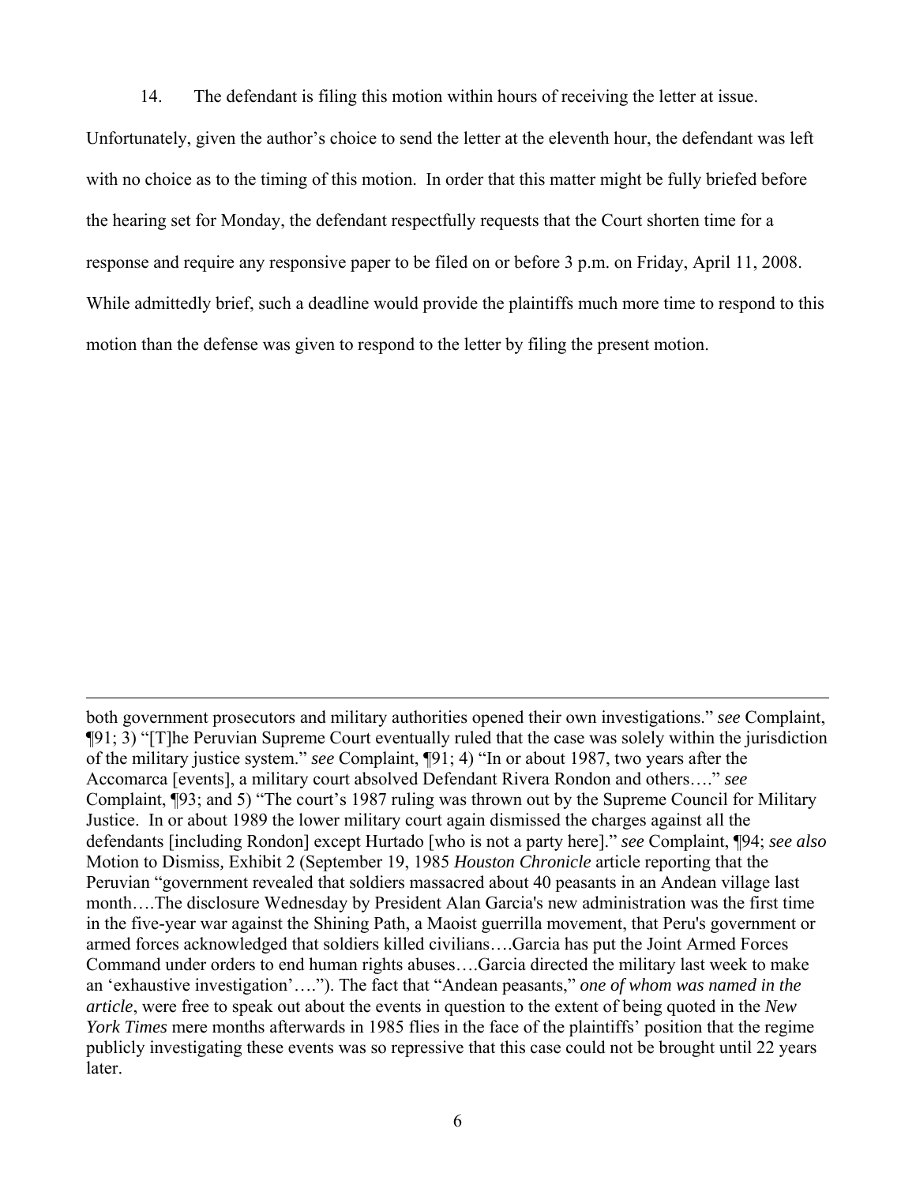14. The defendant is filing this motion within hours of receiving the letter at issue. Unfortunately, given the author's choice to send the letter at the eleventh hour, the defendant was left with no choice as to the timing of this motion. In order that this matter might be fully briefed before the hearing set for Monday, the defendant respectfully requests that the Court shorten time for a response and require any responsive paper to be filed on or before 3 p.m. on Friday, April 11, 2008. While admittedly brief, such a deadline would provide the plaintiffs much more time to respond to this motion than the defense was given to respond to the letter by filing the present motion.

---

both government prosecutors and military authorities opened their own investigations." *see* Complaint, ¶91; 3) "[T]he Peruvian Supreme Court eventually ruled that the case was solely within the jurisdiction of the military justice system." *see* Complaint, ¶91; 4) "In or about 1987, two years after the Accomarca [events], a military court absolved Defendant Rivera Rondon and others…." *see* Complaint, ¶93; and 5) "The court's 1987 ruling was thrown out by the Supreme Council for Military Justice. In or about 1989 the lower military court again dismissed the charges against all the defendants [including Rondon] except Hurtado [who is not a party here]." *see* Complaint, ¶94; *see also* Motion to Dismiss, Exhibit 2 (September 19, 1985 *Houston Chronicle* article reporting that the Peruvian "government revealed that soldiers massacred about 40 peasants in an Andean village last month….The disclosure Wednesday by President Alan Garcia's new administration was the first time in the five-year war against the Shining Path, a Maoist guerrilla movement, that Peru's government or armed forces acknowledged that soldiers killed civilians….Garcia has put the Joint Armed Forces Command under orders to end human rights abuses….Garcia directed the military last week to make an 'exhaustive investigation'…."). The fact that "Andean peasants," *one of whom was named in the article*, were free to speak out about the events in question to the extent of being quoted in the *New York Times* mere months afterwards in 1985 flies in the face of the plaintiffs' position that the regime publicly investigating these events was so repressive that this case could not be brought until 22 years later.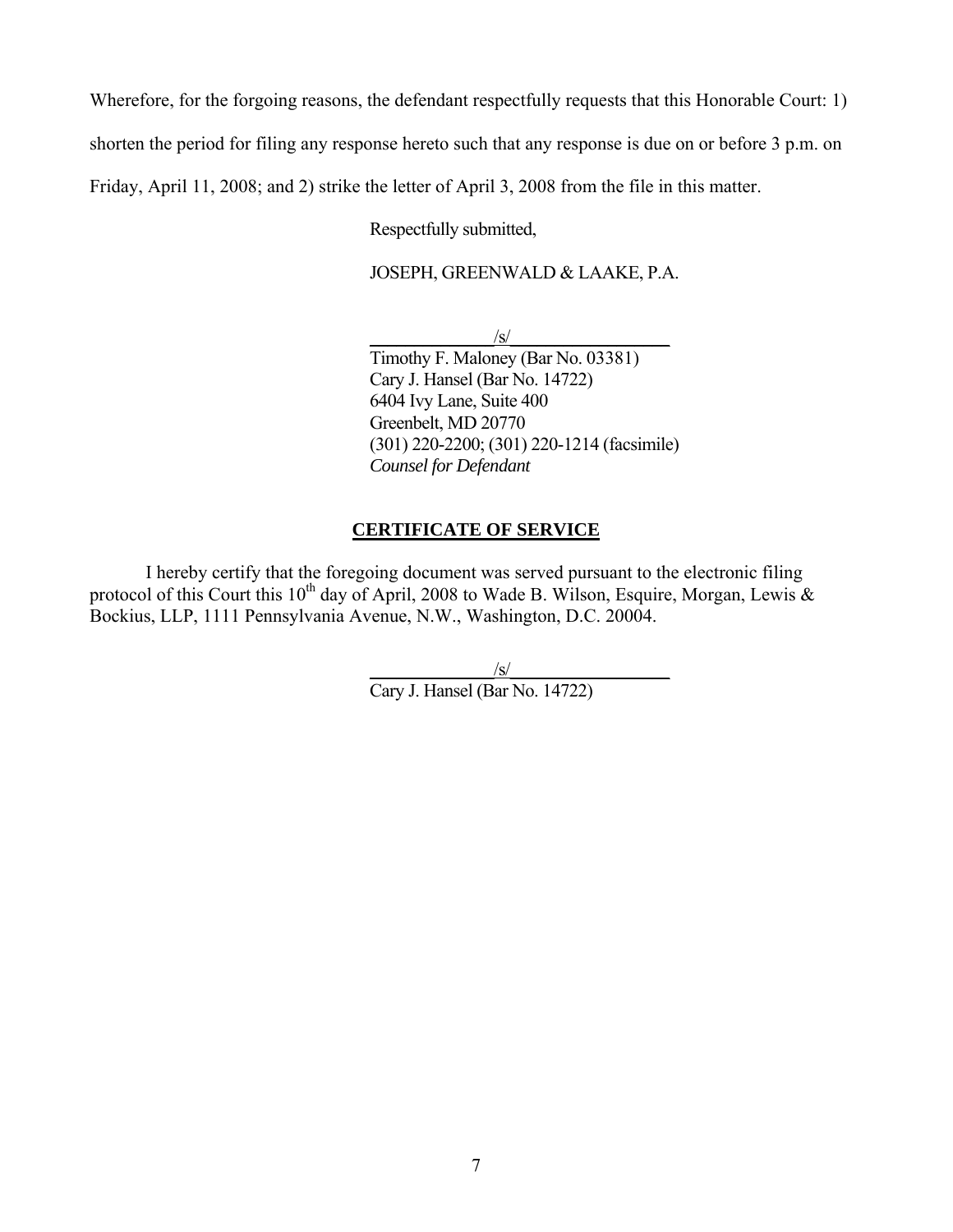Wherefore, for the forgoing reasons, the defendant respectfully requests that this Honorable Court: 1) shorten the period for filing any response hereto such that any response is due on or before 3 p.m. on Friday, April 11, 2008; and 2) strike the letter of April 3, 2008 from the file in this matter.

Respectfully submitted,

JOSEPH, GREENWALD & LAAKE, P.A.

/s/

Timothy F. Maloney (Bar No. 03381)
Cary J. Hansel (Bar No. 14722)
6404 Ivy Lane, Suite 400
Greenbelt, MD 20770
(301) 220-2200; (301) 220-1214 (facsimile)
*Counsel for Defendant*

## CERTIFICATE OF SERVICE

I hereby certify that the foregoing document was served pursuant to the electronic filing protocol of this Court this 10th day of April, 2008 to Wade B. Wilson, Esquire, Morgan, Lewis & Bockius, LLP, 1111 Pennsylvania Avenue, N.W., Washington, D.C. 20004.

/s/

Cary J. Hansel (Bar No. 14722)